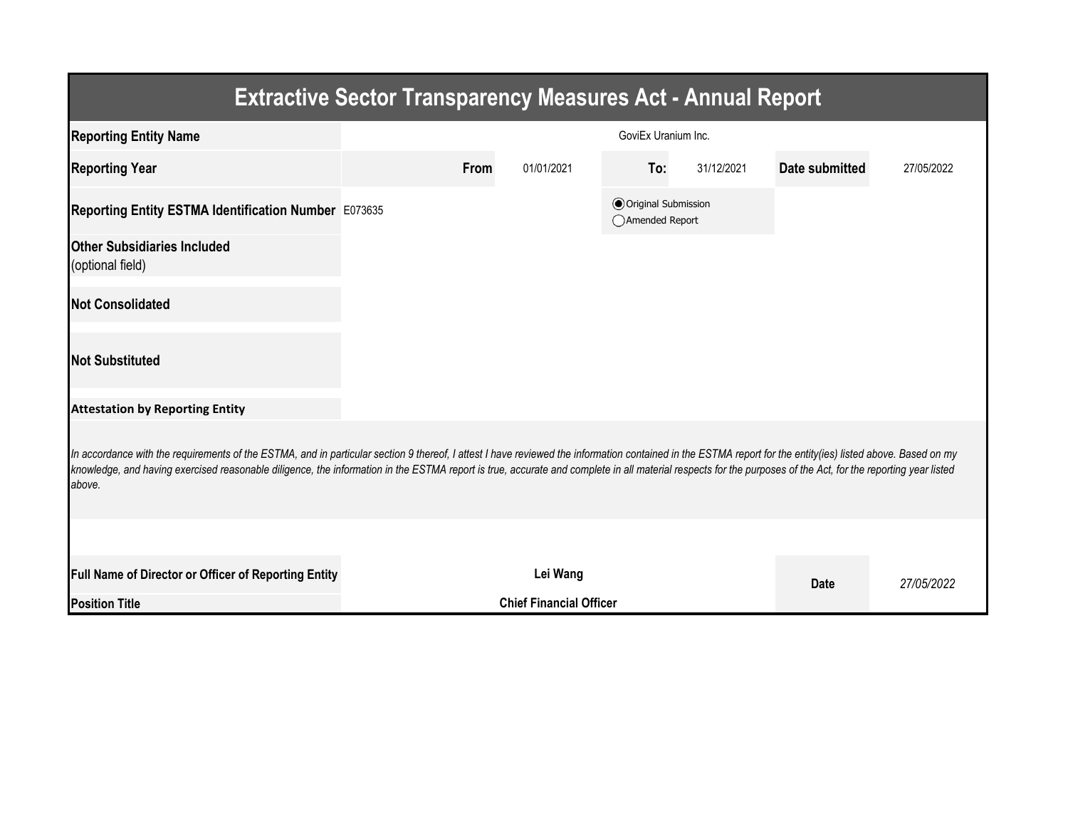# Extractive Sector Transparency Measures Act - Annual Report

| | | | | | | |
|---|---|---|---|---|---|---|
| **Reporting Entity Name** | GoviEx Uranium Inc. | | | | | |
| **Reporting Year** | **From** | 01/01/2021 | **To:** | 31/12/2021 | **Date submitted** | 27/05/2022 |
| **Reporting Entity ESTMA Identification Number** | E073635 | | ◉ Original Submission<br>◯ Amended Report | | | |
| **Other Subsidiaries Included** (optional field) | | | | | | |
| **Not Consolidated** | | | | | | |
| **Not Substituted** | | | | | | |

**Attestation by Reporting Entity**

*In accordance with the requirements of the ESTMA, and in particular section 9 thereof, I attest I have reviewed the information contained in the ESTMA report for the entity(ies) listed above. Based on my knowledge, and having exercised reasonable diligence, the information in the ESTMA report is true, accurate and complete in all material respects for the purposes of the Act, for the reporting year listed above.*

| | | | |
|---|---|---|---|
| **Full Name of Director or Officer of Reporting Entity** | **Lei Wang** | **Date** | *27/05/2022* |
| **Position Title** | **Chief Financial Officer** | | |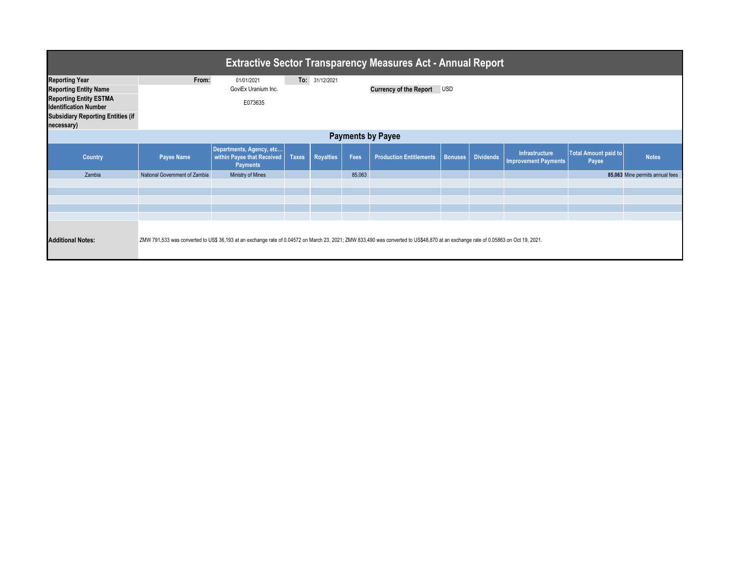# Extractive Sector Transparency Measures Act - Annual Report

| | | | | |
|---|---|---|---|---|
| **Reporting Year** | **From:** | 01/01/2021 | **To:** | 31/12/2021 |
| **Reporting Entity Name** | | GoviEx Uranium Inc. | **Currency of the Report** | USD |
| **Reporting Entity ESTMA Identification Number** | | E073635 | | |
| **Subsidiary Reporting Entities (if necessary)** | | | | |

## Payments by Payee

| Country | Payee Name | Departments, Agency, etc… within Payee that Received Payments | Taxes | Royalties | Fees | Production Entitlements | Bonuses | Dividends | Infrastructure Improvement Payments | Total Amount paid to Payee | Notes |
|---|---|---|---|---|---|---|---|---|---|---|---|
| Zambia | National Government of Zambia | Ministry of Mines | | | 85,063 | | | | | **85,063** | Mine permits annual fees |
| | | | | | | | | | | | |
| | | | | | | | | | | | |
| | | | | | | | | | | | |
| | | | | | | | | | | | |
| | | | | | | | | | | | |

**Additional Notes:** ZMW 791,533 was converted to US$ 36,193 at an exchange rate of 0.04572 on March 23, 2021; ZMW 833,490 was converted to US$48,870 at an exchange rate of 0.05863 on Oct 19, 2021.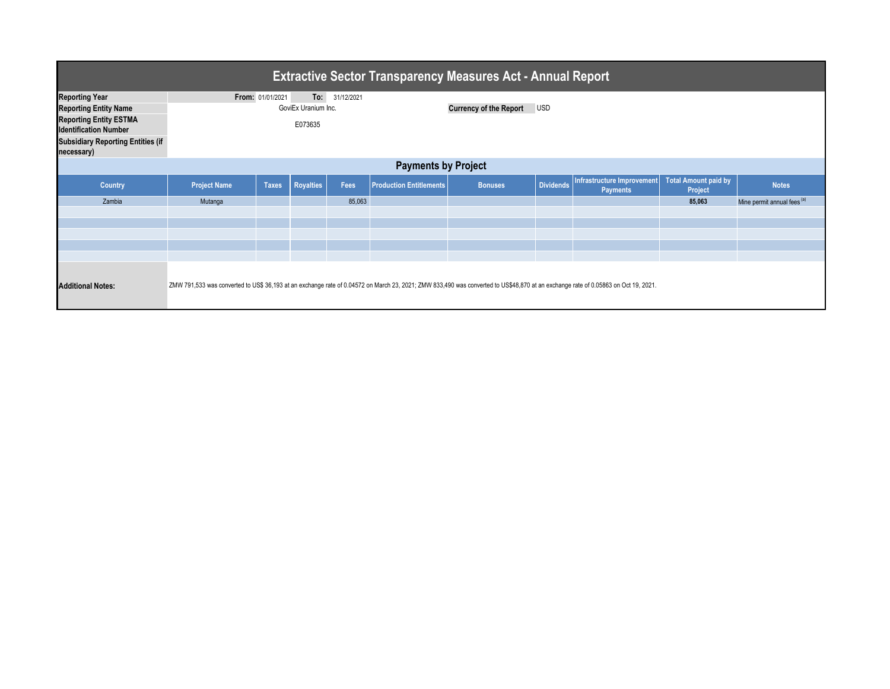# Extractive Sector Transparency Measures Act - Annual Report

| | | | |
|---|---|---|---|
| **Reporting Year** | **From:** 01/01/2021 | **To:** 31/12/2021 | |
| **Reporting Entity Name** | GoviEx Uranium Inc. | **Currency of the Report** | USD |
| **Reporting Entity ESTMA Identification Number** | E073635 | | |
| **Subsidiary Reporting Entities (if necessary)** | | | |

## Payments by Project

| Country | Project Name | Taxes | Royalties | Fees | Production Entitlements | Bonuses | Dividends | Infrastructure Improvement Payments | Total Amount paid by Project | Notes |
|---|---|---|---|---|---|---|---|---|---|---|
| Zambia | Mutanga | | | 85,063 | | | | | **85,063** | Mine permit annual fees [a] |
| | | | | | | | | | | |
| | | | | | | | | | | |
| | | | | | | | | | | |
| | | | | | | | | | | |
| | | | | | | | | | | |

**Additional Notes:** ZMW 791,533 was converted to US$ 36,193 at an exchange rate of 0.04572 on March 23, 2021; ZMW 833,490 was converted to US$48,870 at an exchange rate of 0.05863 on Oct 19, 2021.